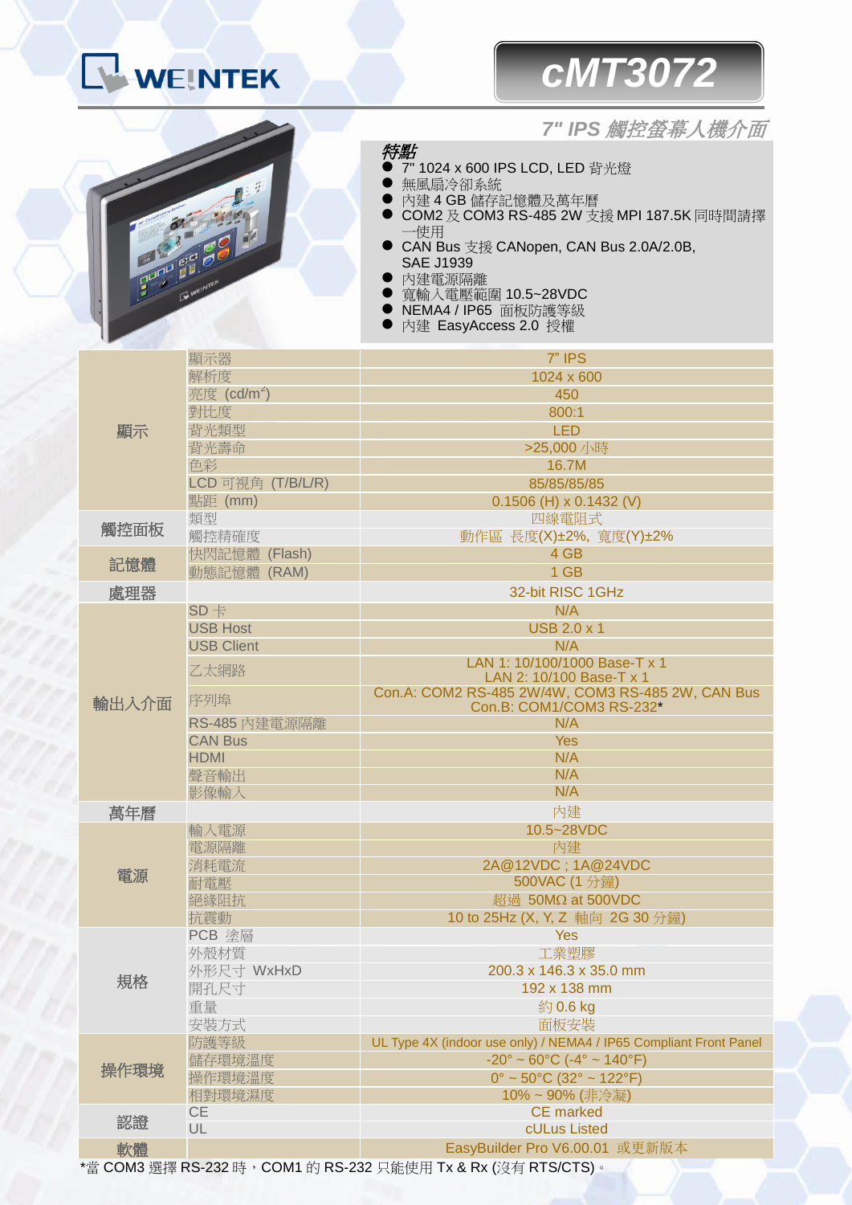# WEINTEK

# cMT3072

## 7" IPS 觸控螢幕人機介面

### 特點

- 7" 1024 x 600 IPS LCD, LED 背光燈
- 無風扇冷卻系統
- 內建 4 GB 儲存記憶體及萬年曆
- COM2 及 COM3 RS-485 2W 支援 MPI 187.5K 同時間請擇一使用
- CAN Bus 支援 CANopen, CAN Bus 2.0A/2.0B, SAE J1939
- 內建電源隔離
- 寬輸入電壓範圍 10.5~28VDC
- NEMA4 / IP65 面板防護等級
- 內建 EasyAccess 2.0 授權

| | | |
|---|---|---|
| 顯示 | 顯示器 | 7" IPS |
| | 解析度 | 1024 x 600 |
| | 亮度 (cd/m²) | 450 |
| | 對比度 | 800:1 |
| | 背光類型 | LED |
| | 背光壽命 | >25,000 小時 |
| | 色彩 | 16.7M |
| | LCD 可視角 (T/B/L/R) | 85/85/85/85 |
| | 點距 (mm) | 0.1506 (H) x 0.1432 (V) |
| 觸控面板 | 類型 | 四線電阻式 |
| | 觸控精確度 | 動作區 長度(X)±2%, 寬度(Y)±2% |
| 記憶體 | 快閃記憶體 (Flash) | 4 GB |
| | 動態記憶體 (RAM) | 1 GB |
| 處理器 | | 32-bit RISC 1GHz |
| 輸出入介面 | SD 卡 | N/A |
| | USB Host | USB 2.0 x 1 |
| | USB Client | N/A |
| | 乙太網路 | LAN 1: 10/100/1000 Base-T x 1<br>LAN 2: 10/100 Base-T x 1 |
| | 序列埠 | Con.A: COM2 RS-485 2W/4W, COM3 RS-485 2W, CAN Bus<br>Con.B: COM1/COM3 RS-232* |
| | RS-485 內建電源隔離 | N/A |
| | CAN Bus | Yes |
| | HDMI | N/A |
| | 聲音輸出 | N/A |
| | 影像輸入 | N/A |
| 萬年曆 | | 內建 |
| 電源 | 輸入電源 | 10.5~28VDC |
| | 電源隔離 | 內建 |
| | 消耗電流 | 2A@12VDC ; 1A@24VDC |
| | 耐電壓 | 500VAC (1 分鐘) |
| | 絕緣阻抗 | 超過 50MΩ at 500VDC |
| | 抗震動 | 10 to 25Hz (X, Y, Z 軸向 2G 30 分鐘) |
| 規格 | PCB 塗層 | Yes |
| | 外殼材質 | 工業塑膠 |
| | 外形尺寸 WxHxD | 200.3 x 146.3 x 35.0 mm |
| | 開孔尺寸 | 192 x 138 mm |
| | 重量 | 約 0.6 kg |
| | 安裝方式 | 面板安裝 |
| 操作環境 | 防護等級 | UL Type 4X (indoor use only) / NEMA4 / IP65 Compliant Front Panel |
| | 儲存環境溫度 | -20° ~ 60°C (-4° ~ 140°F) |
| | 操作環境溫度 | 0° ~ 50°C (32° ~ 122°F) |
| | 相對環境濕度 | 10% ~ 90% (非冷凝) |
| 認證 | CE | CE marked |
| | UL | cULus Listed |
| 軟體 | | EasyBuilder Pro V6.00.01 或更新版本 |

*當 COM3 選擇 RS-232 時，COM1 的 RS-232 只能使用 Tx & Rx (沒有 RTS/CTS)。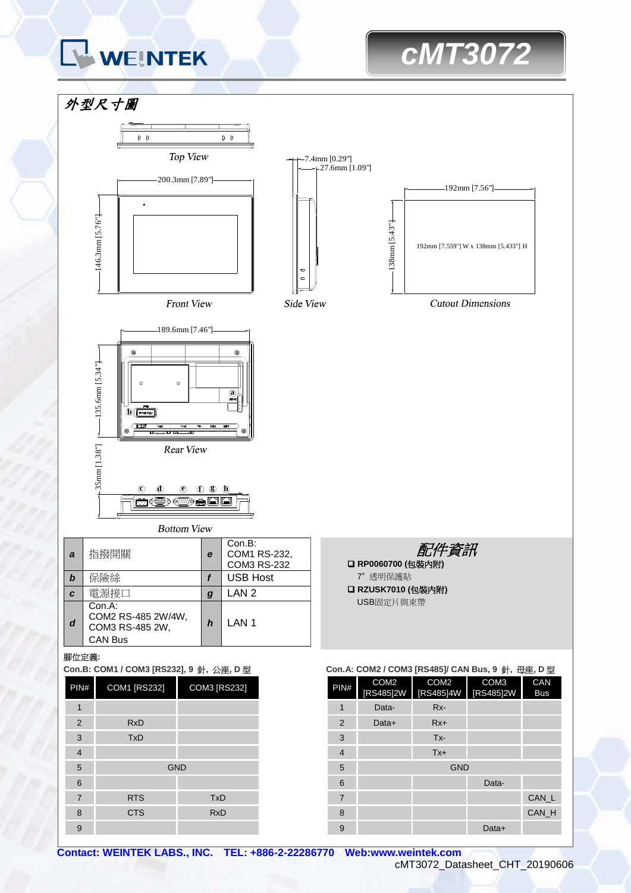## 外型尺寸圖

Top View

7.4mm [0.29"]
27.6mm [1.09"]

200.3mm [7.89"]

146.3mm [5.76"]

Front View

Side View

192mm [7.56"]

138mm [5.43"]

192mm [7.559"] W x 138mm [5.433"] H

Cutout Dimensions

189.6mm [7.46"]

135.6mm [5.34"]

Rear View

35mm [1.38"]

Bottom View

| | | | |
|---|---|---|---|
| **a** | 指撥開關 | **e** | Con.B: COM1 RS-232, COM3 RS-232 |
| **b** | 保險絲 | **f** | USB Host |
| **c** | 電源接口 | **g** | LAN 2 |
| **d** | Con.A: COM2 RS-485 2W/4W, COM3 RS-485 2W, CAN Bus | **h** | LAN 1 |

## 配件資訊

- **RP0060700 (包裝內附)**
  7" 透明保護貼
- **RZUSK7010 (包裝內附)**
  USB固定片與束帶

**腳位定義:**

**Con.B: COM1 / COM3 [RS232], 9 針, 公座, D 型**

| PIN# | COM1 [RS232] | COM3 [RS232] |
|---|---|---|
| 1 | | |
| 2 | RxD | |
| 3 | TxD | |
| 4 | | |
| 5 | GND | |
| 6 | | |
| 7 | RTS | TxD |
| 8 | CTS | RxD |
| 9 | | |

**Con.A: COM2 / COM3 [RS485]/ CAN Bus, 9 針, 母座, D 型**

| PIN# | COM2 [RS485]2W | COM2 [RS485]4W | COM3 [RS485]2W | CAN Bus |
|---|---|---|---|---|
| 1 | Data- | Rx- | | |
| 2 | Data+ | Rx+ | | |
| 3 | | Tx- | | |
| 4 | | Tx+ | | |
| 5 | GND | | | |
| 6 | | | Data- | |
| 7 | | | | CAN_L |
| 8 | | | | CAN_H |
| 9 | | | Data+ | |

**Contact: WEINTEK LABS., INC. TEL: +886-2-22286770 Web:www.weintek.com**

cMT3072_Datasheet_CHT_20190606